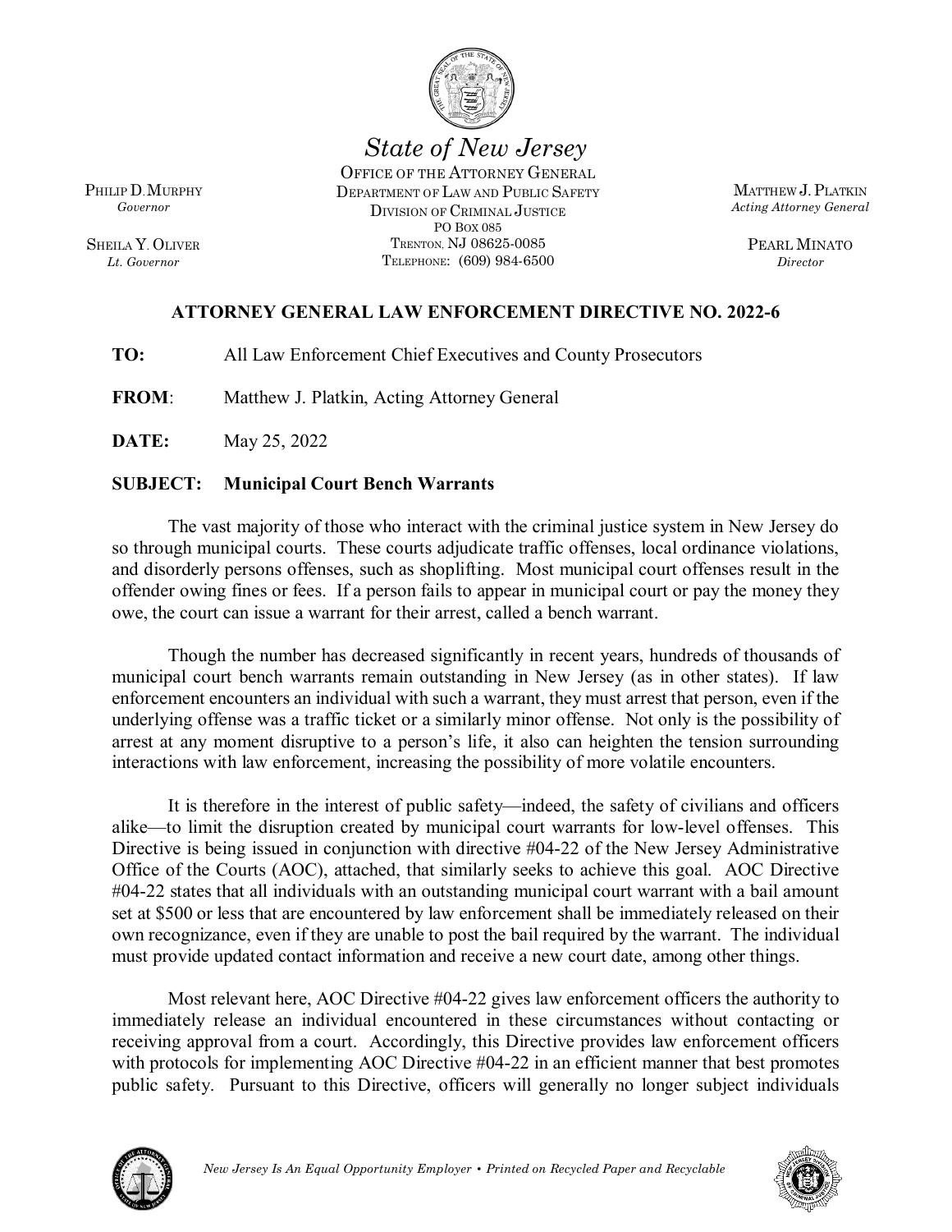# State of New Jersey

OFFICE OF THE ATTORNEY GENERAL
DEPARTMENT OF LAW AND PUBLIC SAFETY
DIVISION OF CRIMINAL JUSTICE
PO BOX 085
TRENTON, NJ 08625-0085
TELEPHONE: (609) 984-6500

PHILIP D. MURPHY
*Governor*

SHEILA Y. OLIVER
*Lt. Governor*

MATTHEW J. PLATKIN
*Acting Attorney General*

PEARL MINATO
*Director*

## ATTORNEY GENERAL LAW ENFORCEMENT DIRECTIVE NO. 2022-6

**TO:** All Law Enforcement Chief Executives and County Prosecutors

**FROM**: Matthew J. Platkin, Acting Attorney General

**DATE:** May 25, 2022

**SUBJECT: Municipal Court Bench Warrants**

The vast majority of those who interact with the criminal justice system in New Jersey do so through municipal courts. These courts adjudicate traffic offenses, local ordinance violations, and disorderly persons offenses, such as shoplifting. Most municipal court offenses result in the offender owing fines or fees. If a person fails to appear in municipal court or pay the money they owe, the court can issue a warrant for their arrest, called a bench warrant.

Though the number has decreased significantly in recent years, hundreds of thousands of municipal court bench warrants remain outstanding in New Jersey (as in other states). If law enforcement encounters an individual with such a warrant, they must arrest that person, even if the underlying offense was a traffic ticket or a similarly minor offense. Not only is the possibility of arrest at any moment disruptive to a person's life, it also can heighten the tension surrounding interactions with law enforcement, increasing the possibility of more volatile encounters.

It is therefore in the interest of public safety—indeed, the safety of civilians and officers alike—to limit the disruption created by municipal court warrants for low-level offenses. This Directive is being issued in conjunction with directive #04-22 of the New Jersey Administrative Office of the Courts (AOC), attached, that similarly seeks to achieve this goal. AOC Directive #04-22 states that all individuals with an outstanding municipal court warrant with a bail amount set at \$500 or less that are encountered by law enforcement shall be immediately released on their own recognizance, even if they are unable to post the bail required by the warrant. The individual must provide updated contact information and receive a new court date, among other things.

Most relevant here, AOC Directive #04-22 gives law enforcement officers the authority to immediately release an individual encountered in these circumstances without contacting or receiving approval from a court. Accordingly, this Directive provides law enforcement officers with protocols for implementing AOC Directive #04-22 in an efficient manner that best promotes public safety. Pursuant to this Directive, officers will generally no longer subject individuals

*New Jersey Is An Equal Opportunity Employer • Printed on Recycled Paper and Recyclable*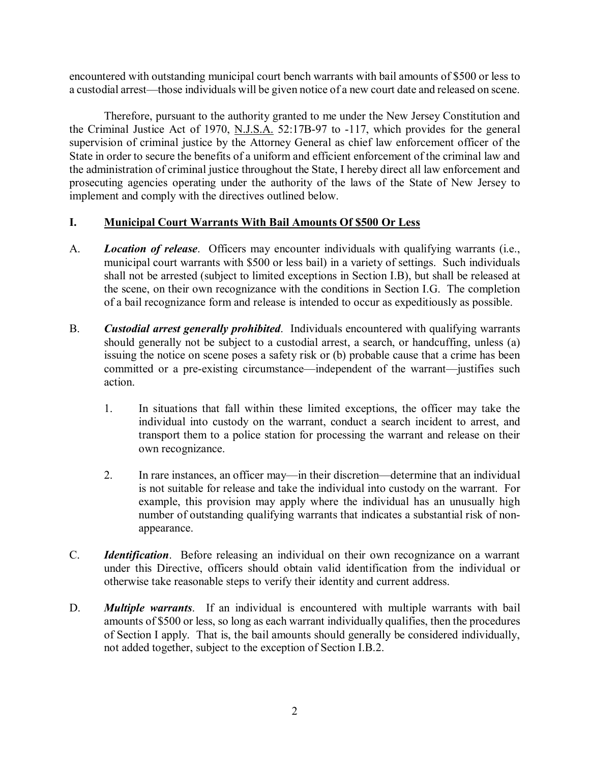encountered with outstanding municipal court bench warrants with bail amounts of $500 or less to a custodial arrest—those individuals will be given notice of a new court date and released on scene.

Therefore, pursuant to the authority granted to me under the New Jersey Constitution and the Criminal Justice Act of 1970, N.J.S.A. 52:17B-97 to -117, which provides for the general supervision of criminal justice by the Attorney General as chief law enforcement officer of the State in order to secure the benefits of a uniform and efficient enforcement of the criminal law and the administration of criminal justice throughout the State, I hereby direct all law enforcement and prosecuting agencies operating under the authority of the laws of the State of New Jersey to implement and comply with the directives outlined below.

## I. Municipal Court Warrants With Bail Amounts Of $500 Or Less

A. ***Location of release***. Officers may encounter individuals with qualifying warrants (i.e., municipal court warrants with $500 or less bail) in a variety of settings. Such individuals shall not be arrested (subject to limited exceptions in Section I.B), but shall be released at the scene, on their own recognizance with the conditions in Section I.G. The completion of a bail recognizance form and release is intended to occur as expeditiously as possible.

B. ***Custodial arrest generally prohibited***. Individuals encountered with qualifying warrants should generally not be subject to a custodial arrest, a search, or handcuffing, unless (a) issuing the notice on scene poses a safety risk or (b) probable cause that a crime has been committed or a pre-existing circumstance—independent of the warrant—justifies such action.

   1. In situations that fall within these limited exceptions, the officer may take the individual into custody on the warrant, conduct a search incident to arrest, and transport them to a police station for processing the warrant and release on their own recognizance.

   2. In rare instances, an officer may—in their discretion—determine that an individual is not suitable for release and take the individual into custody on the warrant. For example, this provision may apply where the individual has an unusually high number of outstanding qualifying warrants that indicates a substantial risk of non-appearance.

C. ***Identification***. Before releasing an individual on their own recognizance on a warrant under this Directive, officers should obtain valid identification from the individual or otherwise take reasonable steps to verify their identity and current address.

D. ***Multiple warrants***. If an individual is encountered with multiple warrants with bail amounts of $500 or less, so long as each warrant individually qualifies, then the procedures of Section I apply. That is, the bail amounts should generally be considered individually, not added together, subject to the exception of Section I.B.2.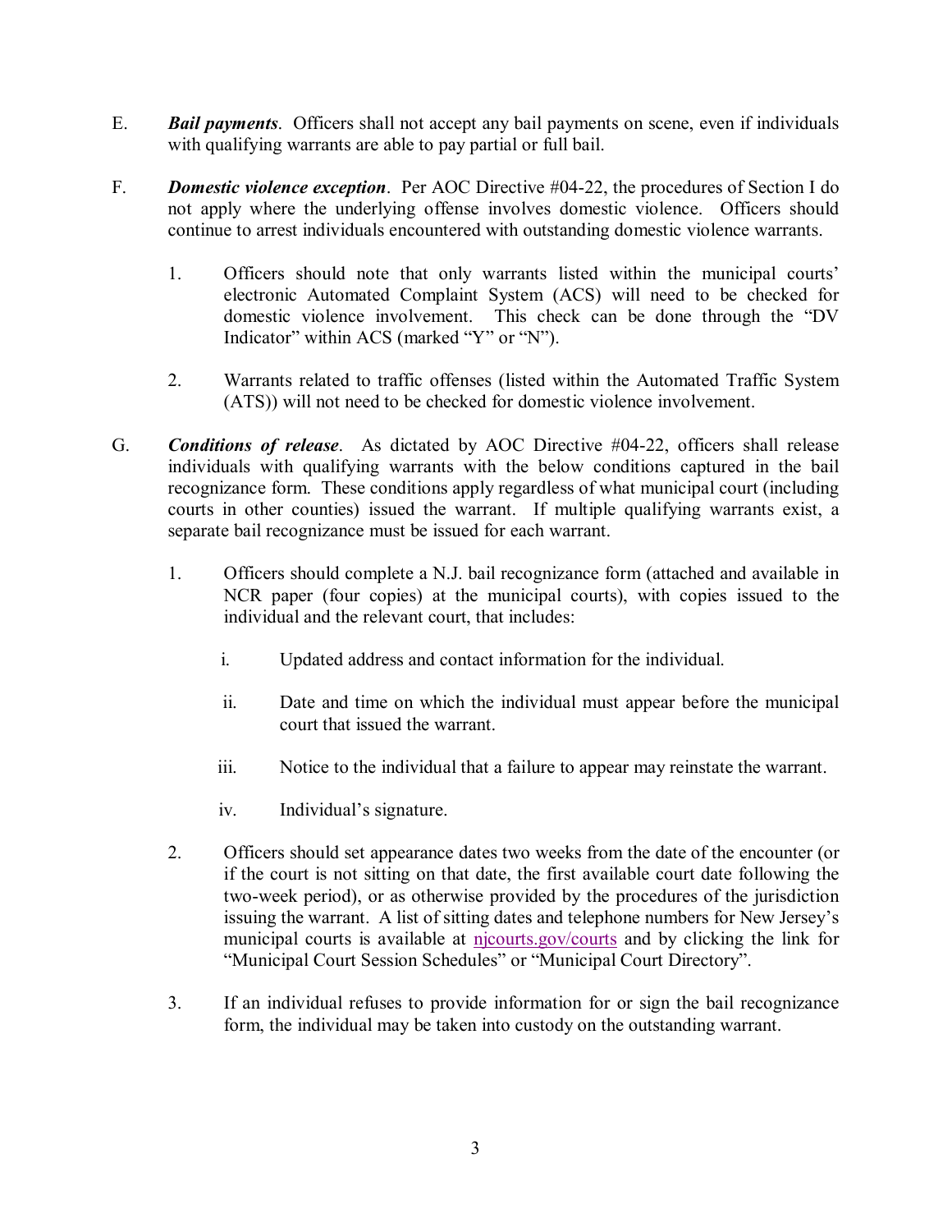E. ***Bail payments***. Officers shall not accept any bail payments on scene, even if individuals with qualifying warrants are able to pay partial or full bail.

F. ***Domestic violence exception***. Per AOC Directive #04-22, the procedures of Section I do not apply where the underlying offense involves domestic violence. Officers should continue to arrest individuals encountered with outstanding domestic violence warrants.

   1. Officers should note that only warrants listed within the municipal courts' electronic Automated Complaint System (ACS) will need to be checked for domestic violence involvement. This check can be done through the "DV Indicator" within ACS (marked "Y" or "N").

   2. Warrants related to traffic offenses (listed within the Automated Traffic System (ATS)) will not need to be checked for domestic violence involvement.

G. ***Conditions of release***. As dictated by AOC Directive #04-22, officers shall release individuals with qualifying warrants with the below conditions captured in the bail recognizance form. These conditions apply regardless of what municipal court (including courts in other counties) issued the warrant. If multiple qualifying warrants exist, a separate bail recognizance must be issued for each warrant.

   1. Officers should complete a N.J. bail recognizance form (attached and available in NCR paper (four copies) at the municipal courts), with copies issued to the individual and the relevant court, that includes:

      i. Updated address and contact information for the individual.

      ii. Date and time on which the individual must appear before the municipal court that issued the warrant.

      iii. Notice to the individual that a failure to appear may reinstate the warrant.

      iv. Individual's signature.

   2. Officers should set appearance dates two weeks from the date of the encounter (or if the court is not sitting on that date, the first available court date following the two-week period), or as otherwise provided by the procedures of the jurisdiction issuing the warrant. A list of sitting dates and telephone numbers for New Jersey's municipal courts is available at njcourts.gov/courts and by clicking the link for "Municipal Court Session Schedules" or "Municipal Court Directory".

   3. If an individual refuses to provide information for or sign the bail recognizance form, the individual may be taken into custody on the outstanding warrant.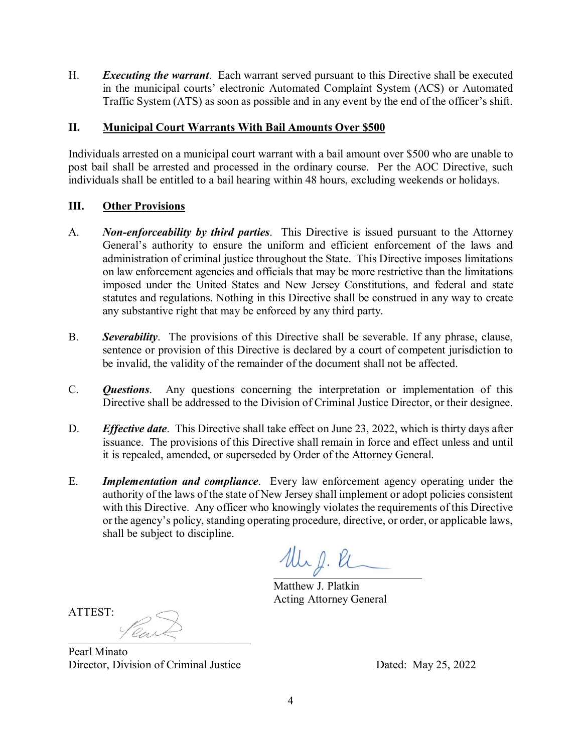H. ***Executing the warrant***. Each warrant served pursuant to this Directive shall be executed in the municipal courts' electronic Automated Complaint System (ACS) or Automated Traffic System (ATS) as soon as possible and in any event by the end of the officer's shift.

## II. Municipal Court Warrants With Bail Amounts Over $500

Individuals arrested on a municipal court warrant with a bail amount over $500 who are unable to post bail shall be arrested and processed in the ordinary course. Per the AOC Directive, such individuals shall be entitled to a bail hearing within 48 hours, excluding weekends or holidays.

## III. Other Provisions

A. ***Non-enforceability by third parties***. This Directive is issued pursuant to the Attorney General's authority to ensure the uniform and efficient enforcement of the laws and administration of criminal justice throughout the State. This Directive imposes limitations on law enforcement agencies and officials that may be more restrictive than the limitations imposed under the United States and New Jersey Constitutions, and federal and state statutes and regulations. Nothing in this Directive shall be construed in any way to create any substantive right that may be enforced by any third party.

B. ***Severability***. The provisions of this Directive shall be severable. If any phrase, clause, sentence or provision of this Directive is declared by a court of competent jurisdiction to be invalid, the validity of the remainder of the document shall not be affected.

C. ***Questions***. Any questions concerning the interpretation or implementation of this Directive shall be addressed to the Division of Criminal Justice Director, or their designee.

D. ***Effective date***. This Directive shall take effect on June 23, 2022, which is thirty days after issuance. The provisions of this Directive shall remain in force and effect unless and until it is repealed, amended, or superseded by Order of the Attorney General.

E. ***Implementation and compliance***. Every law enforcement agency operating under the authority of the laws of the state of New Jersey shall implement or adopt policies consistent with this Directive. Any officer who knowingly violates the requirements of this Directive or the agency's policy, standing operating procedure, directive, or order, or applicable laws, shall be subject to discipline.

Matthew J. Platkin
Acting Attorney General

ATTEST:

Pearl Minato
Director, Division of Criminal Justice

Dated: May 25, 2022